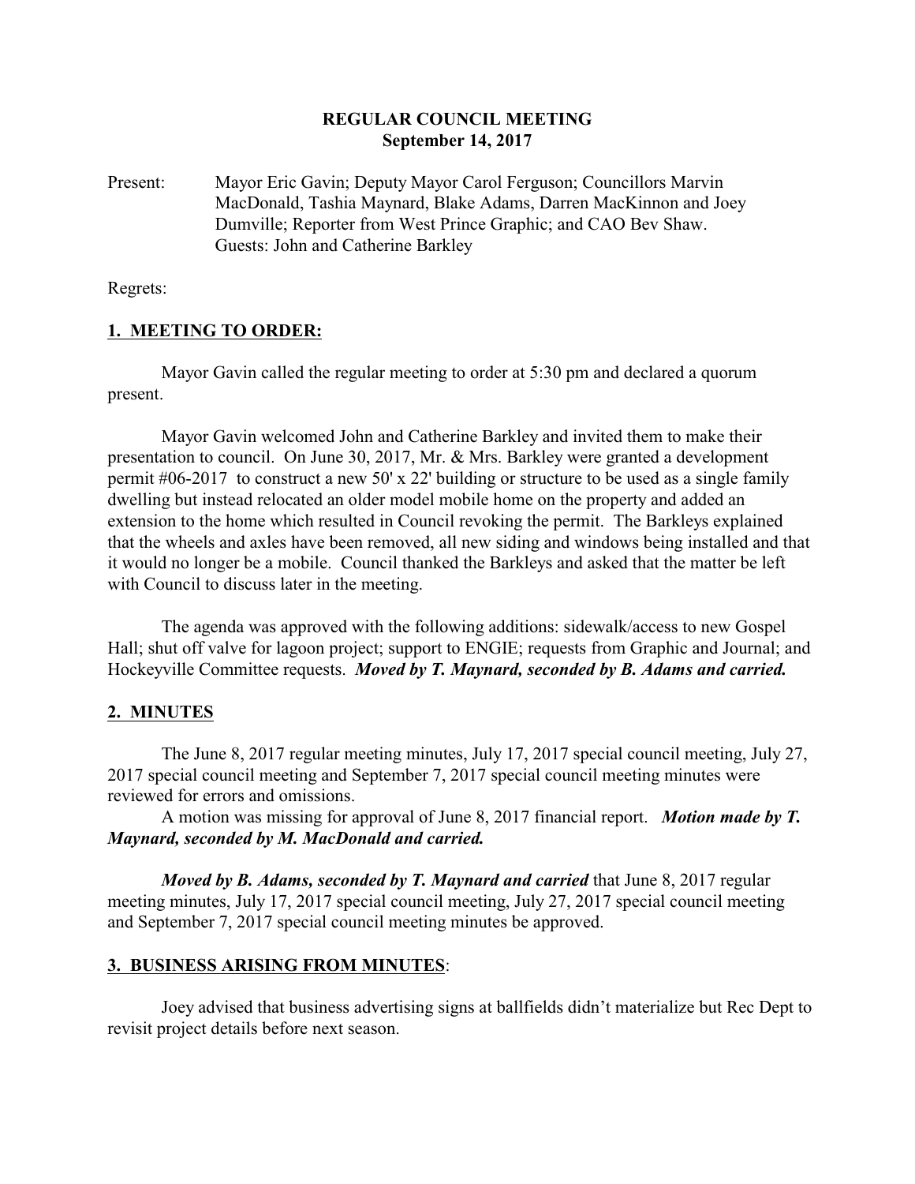# REGULAR COUNCIL MEETING
## September 14, 2017

Present: Mayor Eric Gavin; Deputy Mayor Carol Ferguson; Councillors Marvin MacDonald, Tashia Maynard, Blake Adams, Darren MacKinnon and Joey Dumville; Reporter from West Prince Graphic; and CAO Bev Shaw. Guests: John and Catherine Barkley

Regrets:

## 1. MEETING TO ORDER:

Mayor Gavin called the regular meeting to order at 5:30 pm and declared a quorum present.

Mayor Gavin welcomed John and Catherine Barkley and invited them to make their presentation to council. On June 30, 2017, Mr. & Mrs. Barkley were granted a development permit #06-2017 to construct a new 50' x 22' building or structure to be used as a single family dwelling but instead relocated an older model mobile home on the property and added an extension to the home which resulted in Council revoking the permit. The Barkleys explained that the wheels and axles have been removed, all new siding and windows being installed and that it would no longer be a mobile. Council thanked the Barkleys and asked that the matter be left with Council to discuss later in the meeting.

The agenda was approved with the following additions: sidewalk/access to new Gospel Hall; shut off valve for lagoon project; support to ENGIE; requests from Graphic and Journal; and Hockeyville Committee requests. ***Moved by T. Maynard, seconded by B. Adams and carried.***

## 2. MINUTES

The June 8, 2017 regular meeting minutes, July 17, 2017 special council meeting, July 27, 2017 special council meeting and September 7, 2017 special council meeting minutes were reviewed for errors and omissions.

A motion was missing for approval of June 8, 2017 financial report. ***Motion made by T. Maynard, seconded by M. MacDonald and carried.***

***Moved by B. Adams, seconded by T. Maynard and carried*** that June 8, 2017 regular meeting minutes, July 17, 2017 special council meeting, July 27, 2017 special council meeting and September 7, 2017 special council meeting minutes be approved.

## 3. BUSINESS ARISING FROM MINUTES:

Joey advised that business advertising signs at ballfields didn't materialize but Rec Dept to revisit project details before next season.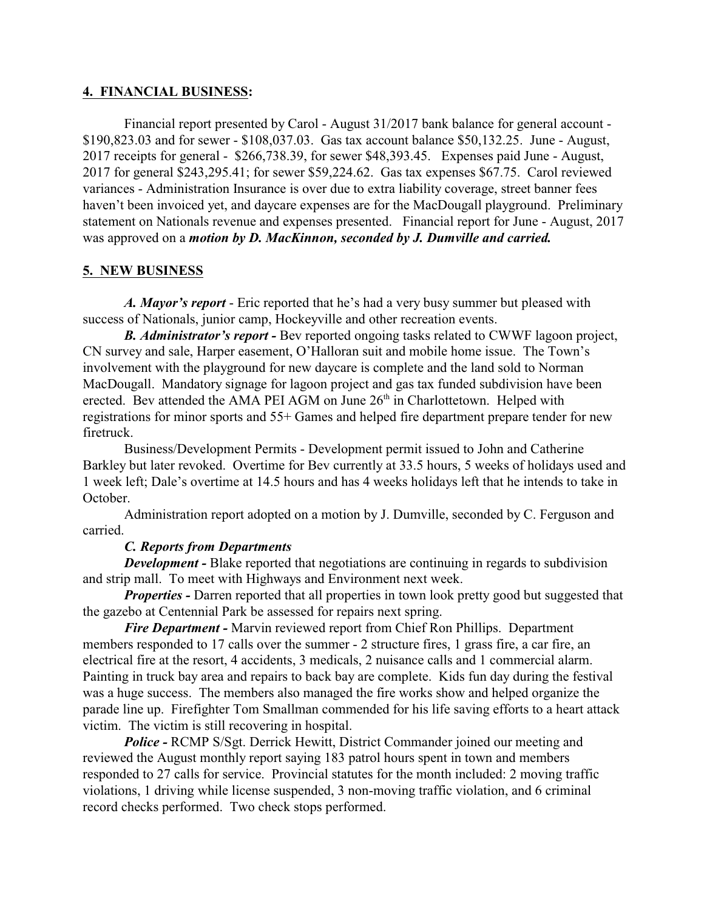## 4. FINANCIAL BUSINESS:

Financial report presented by Carol - August 31/2017 bank balance for general account - \$190,823.03 and for sewer - \$108,037.03. Gas tax account balance \$50,132.25. June - August, 2017 receipts for general - \$266,738.39, for sewer \$48,393.45. Expenses paid June - August, 2017 for general \$243,295.41; for sewer \$59,224.62. Gas tax expenses \$67.75. Carol reviewed variances - Administration Insurance is over due to extra liability coverage, street banner fees haven't been invoiced yet, and daycare expenses are for the MacDougall playground. Preliminary statement on Nationals revenue and expenses presented. Financial report for June - August, 2017 was approved on a ***motion by D. MacKinnon, seconded by J. Dumville and carried.***

## 5. NEW BUSINESS

***A. Mayor's report*** - Eric reported that he's had a very busy summer but pleased with success of Nationals, junior camp, Hockeyville and other recreation events.

***B. Administrator's report -*** Bev reported ongoing tasks related to CWWF lagoon project, CN survey and sale, Harper easement, O'Halloran suit and mobile home issue. The Town's involvement with the playground for new daycare is complete and the land sold to Norman MacDougall. Mandatory signage for lagoon project and gas tax funded subdivision have been erected. Bev attended the AMA PEI AGM on June 26th in Charlottetown. Helped with registrations for minor sports and 55+ Games and helped fire department prepare tender for new firetruck.

Business/Development Permits - Development permit issued to John and Catherine Barkley but later revoked. Overtime for Bev currently at 33.5 hours, 5 weeks of holidays used and 1 week left; Dale's overtime at 14.5 hours and has 4 weeks holidays left that he intends to take in October.

Administration report adopted on a motion by J. Dumville, seconded by C. Ferguson and carried.

***C. Reports from Departments***

***Development -*** Blake reported that negotiations are continuing in regards to subdivision and strip mall. To meet with Highways and Environment next week.

***Properties -*** Darren reported that all properties in town look pretty good but suggested that the gazebo at Centennial Park be assessed for repairs next spring.

***Fire Department -*** Marvin reviewed report from Chief Ron Phillips. Department members responded to 17 calls over the summer - 2 structure fires, 1 grass fire, a car fire, an electrical fire at the resort, 4 accidents, 3 medicals, 2 nuisance calls and 1 commercial alarm. Painting in truck bay area and repairs to back bay are complete. Kids fun day during the festival was a huge success. The members also managed the fire works show and helped organize the parade line up. Firefighter Tom Smallman commended for his life saving efforts to a heart attack victim. The victim is still recovering in hospital.

***Police -*** RCMP S/Sgt. Derrick Hewitt, District Commander joined our meeting and reviewed the August monthly report saying 183 patrol hours spent in town and members responded to 27 calls for service. Provincial statutes for the month included: 2 moving traffic violations, 1 driving while license suspended, 3 non-moving traffic violation, and 6 criminal record checks performed. Two check stops performed.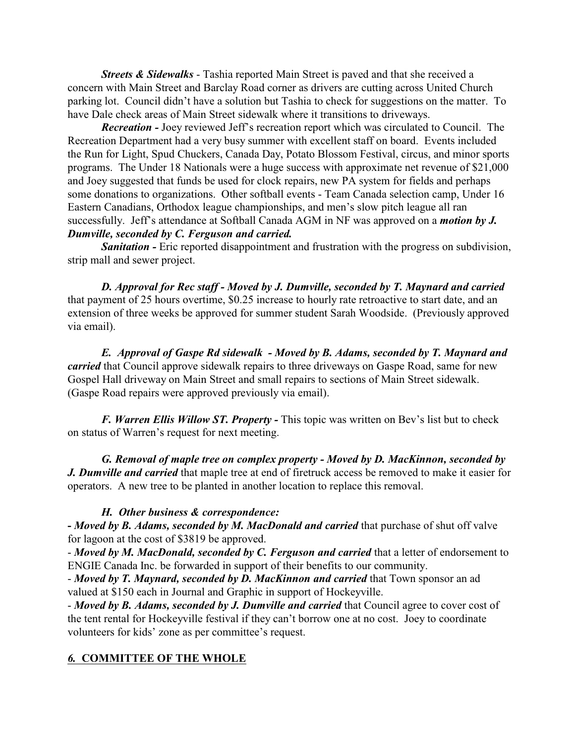*Streets & Sidewalks* - Tashia reported Main Street is paved and that she received a concern with Main Street and Barclay Road corner as drivers are cutting across United Church parking lot. Council didn't have a solution but Tashia to check for suggestions on the matter. To have Dale check areas of Main Street sidewalk where it transitions to driveways.

*Recreation -* Joey reviewed Jeff's recreation report which was circulated to Council. The Recreation Department had a very busy summer with excellent staff on board. Events included the Run for Light, Spud Chuckers, Canada Day, Potato Blossom Festival, circus, and minor sports programs. The Under 18 Nationals were a huge success with approximate net revenue of $21,000 and Joey suggested that funds be used for clock repairs, new PA system for fields and perhaps some donations to organizations. Other softball events - Team Canada selection camp, Under 16 Eastern Canadians, Orthodox league championships, and men's slow pitch league all ran successfully. Jeff's attendance at Softball Canada AGM in NF was approved on a ***motion by J. Dumville, seconded by C. Ferguson and carried.***

*Sanitation -* Eric reported disappointment and frustration with the progress on subdivision, strip mall and sewer project.

***D. Approval for Rec staff - Moved by J. Dumville, seconded by T. Maynard and carried*** that payment of 25 hours overtime, $0.25 increase to hourly rate retroactive to start date, and an extension of three weeks be approved for summer student Sarah Woodside. (Previously approved via email).

***E. Approval of Gaspe Rd sidewalk - Moved by B. Adams, seconded by T. Maynard and carried*** that Council approve sidewalk repairs to three driveways on Gaspe Road, same for new Gospel Hall driveway on Main Street and small repairs to sections of Main Street sidewalk. (Gaspe Road repairs were approved previously via email).

***F. Warren Ellis Willow ST. Property -*** This topic was written on Bev's list but to check on status of Warren's request for next meeting.

***G. Removal of maple tree on complex property - Moved by D. MacKinnon, seconded by J. Dumville and carried*** that maple tree at end of firetruck access be removed to make it easier for operators. A new tree to be planted in another location to replace this removal.

***H. Other business & correspondence:***

- ***Moved by B. Adams, seconded by M. MacDonald and carried*** that purchase of shut off valve for lagoon at the cost of $3819 be approved.
- ***Moved by M. MacDonald, seconded by C. Ferguson and carried*** that a letter of endorsement to ENGIE Canada Inc. be forwarded in support of their benefits to our community.
- ***Moved by T. Maynard, seconded by D. MacKinnon and carried*** that Town sponsor an ad valued at $150 each in Journal and Graphic in support of Hockeyville.
- ***Moved by B. Adams, seconded by J. Dumville and carried*** that Council agree to cover cost of the tent rental for Hockeyville festival if they can't borrow one at no cost. Joey to coordinate volunteers for kids' zone as per committee's request.

## *6.* COMMITTEE OF THE WHOLE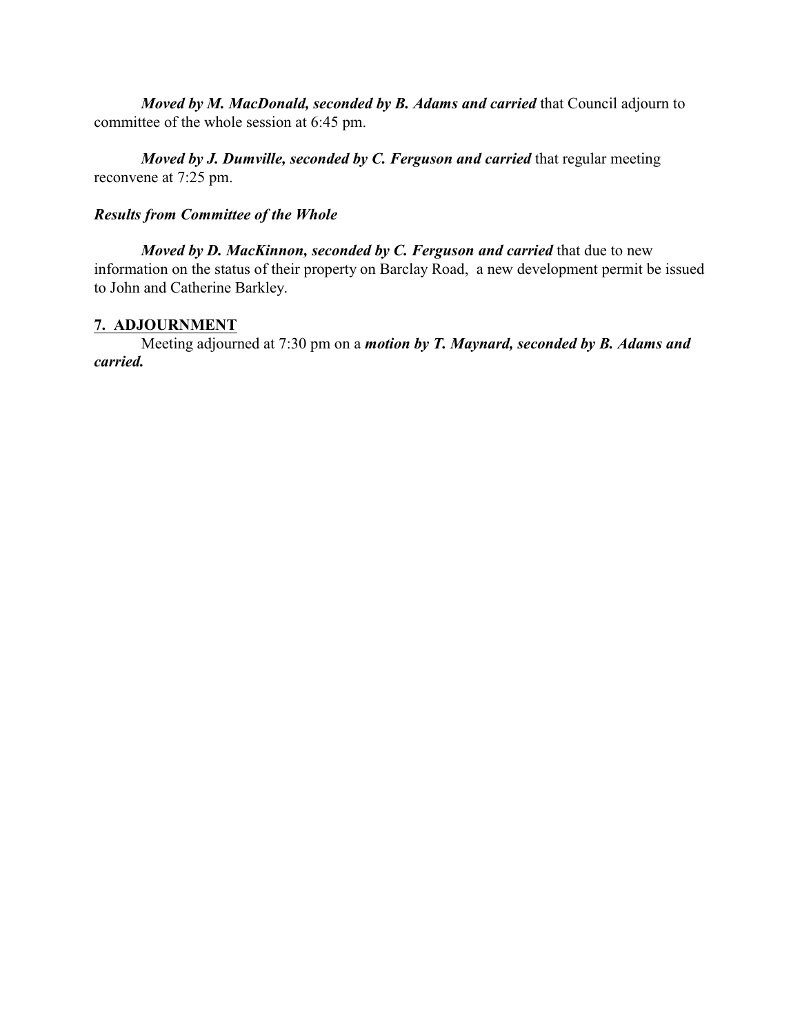***Moved by M. MacDonald, seconded by B. Adams and carried*** that Council adjourn to committee of the whole session at 6:45 pm.

***Moved by J. Dumville, seconded by C. Ferguson and carried*** that regular meeting reconvene at 7:25 pm.

***Results from Committee of the Whole***

***Moved by D. MacKinnon, seconded by C. Ferguson and carried*** that due to new information on the status of their property on Barclay Road, a new development permit be issued to John and Catherine Barkley.

## 7. ADJOURNMENT

Meeting adjourned at 7:30 pm on a ***motion by T. Maynard, seconded by B. Adams and carried.***